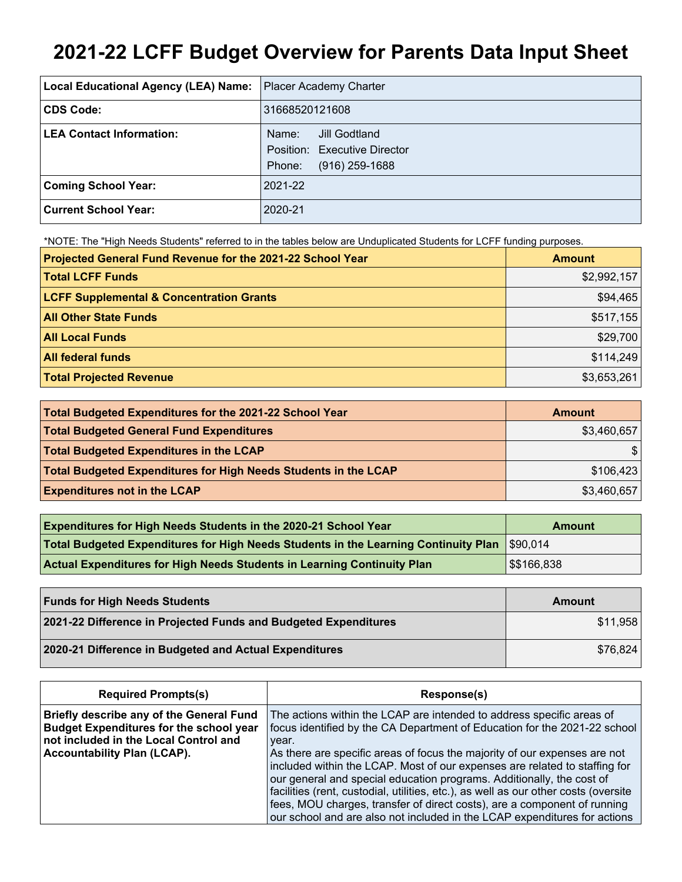# 2021-22 LCFF Budget Overview for Parents Data Input Sheet

| Local Educational Agency (LEA) Name: | Placer Academy Charter |
|---|---|
| CDS Code: | 31668520121608 |
| LEA Contact Information: | Name: Jill Godtland<br>Position: Executive Director<br>Phone: (916) 259-1688 |
| Coming School Year: | 2021-22 |
| Current School Year: | 2020-21 |

*NOTE: The "High Needs Students" referred to in the tables below are Unduplicated Students for LCFF funding purposes.

| Projected General Fund Revenue for the 2021-22 School Year | Amount |
|---|---|
| Total LCFF Funds | $2,992,157 |
| LCFF Supplemental & Concentration Grants | $94,465 |
| All Other State Funds | $517,155 |
| All Local Funds | $29,700 |
| All federal funds | $114,249 |
| Total Projected Revenue | $3,653,261 |

| Total Budgeted Expenditures for the 2021-22 School Year | Amount |
|---|---|
| Total Budgeted General Fund Expenditures | $3,460,657 |
| Total Budgeted Expenditures in the LCAP | $ |
| Total Budgeted Expenditures for High Needs Students in the LCAP | $106,423 |
| Expenditures not in the LCAP | $3,460,657 |

| Expenditures for High Needs Students in the 2020-21 School Year | Amount |
|---|---|
| Total Budgeted Expenditures for High Needs Students in the Learning Continuity Plan | $90,014 |
| Actual Expenditures for High Needs Students in Learning Continuity Plan | $$166,838 |

| Funds for High Needs Students | Amount |
|---|---|
| 2021-22 Difference in Projected Funds and Budgeted Expenditures | $11,958 |
| 2020-21 Difference in Budgeted and Actual Expenditures | $76,824 |

| Required Prompts(s) | Response(s) |
|---|---|
| Briefly describe any of the General Fund Budget Expenditures for the school year not included in the Local Control and Accountability Plan (LCAP). | The actions within the LCAP are intended to address specific areas of focus identified by the CA Department of Education for the 2021-22 school year.<br>As there are specific areas of focus the majority of our expenses are not included within the LCAP. Most of our expenses are related to staffing for our general and special education programs. Additionally, the cost of facilities (rent, custodial, utilities, etc.), as well as our other costs (oversite fees, MOU charges, transfer of direct costs), are a component of running our school and are also not included in the LCAP expenditures for actions |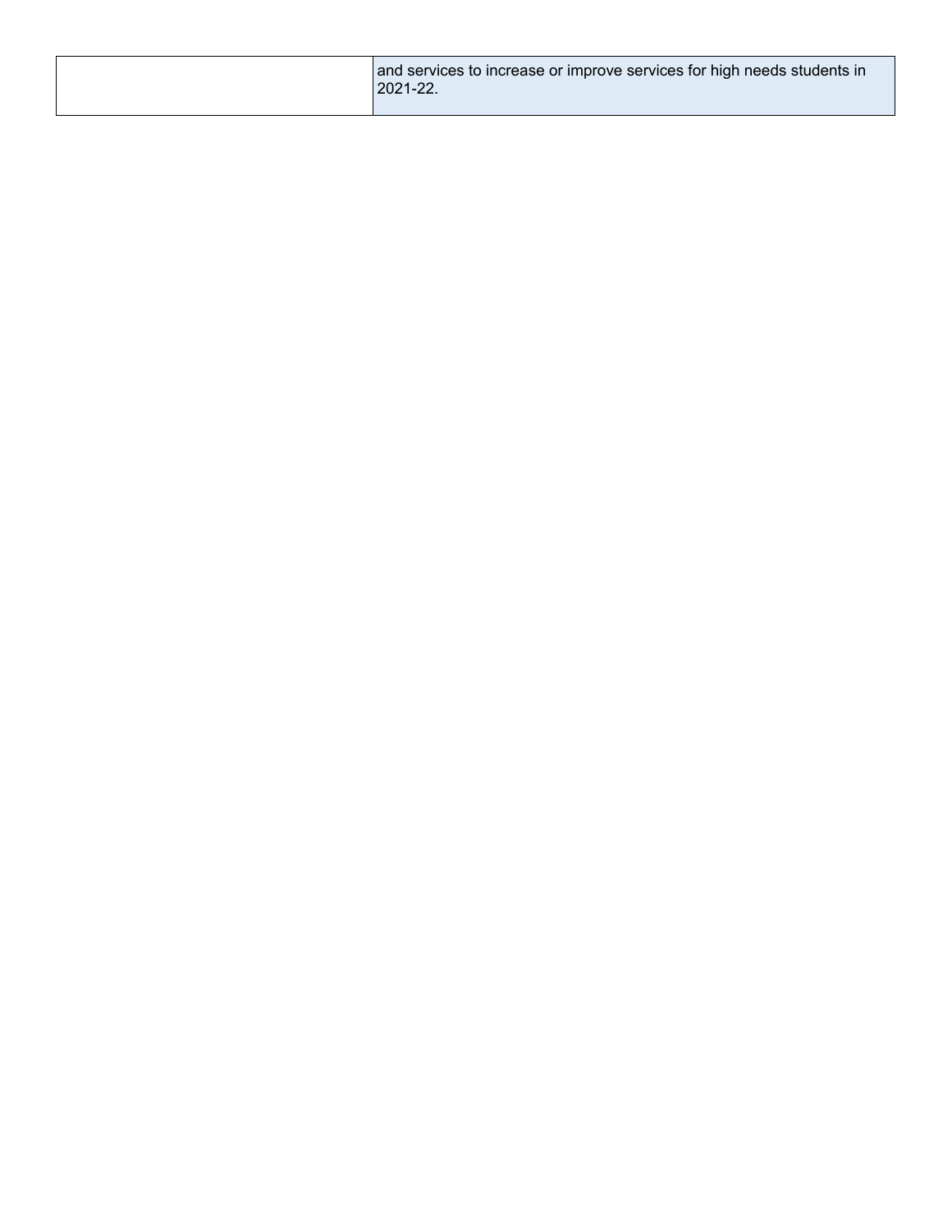| | |
|---|---|
| | and services to increase or improve services for high needs students in 2021-22. |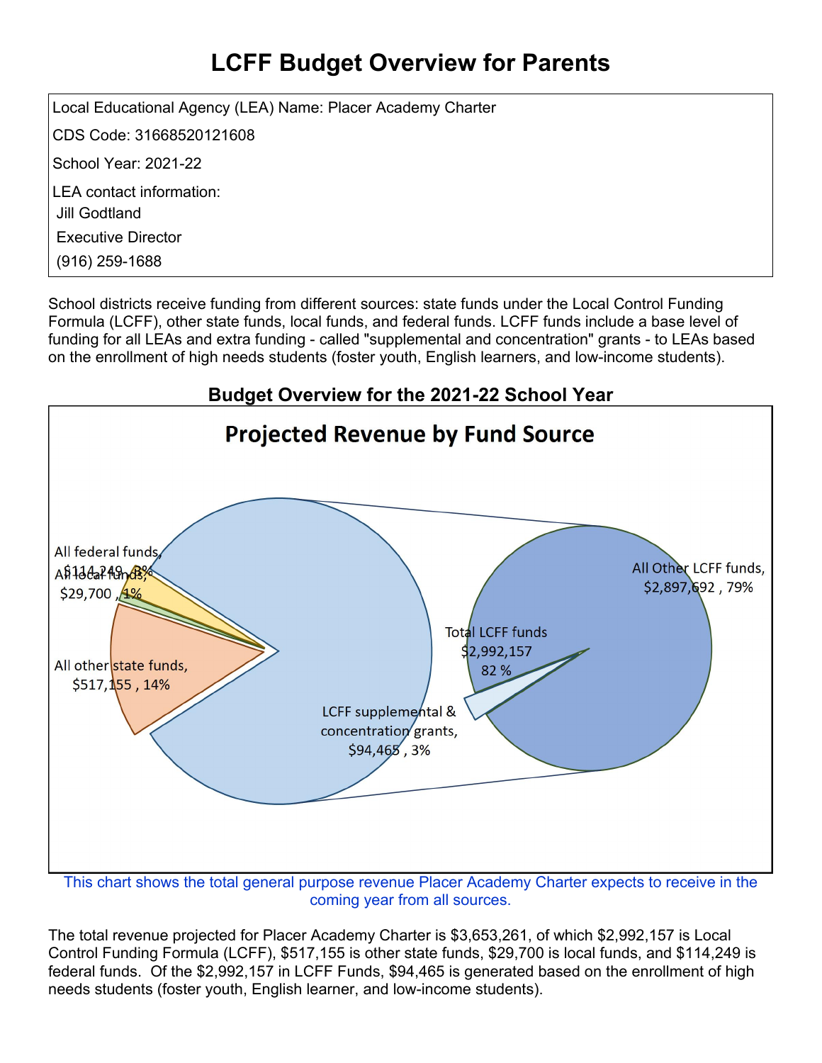# LCFF Budget Overview for Parents

Local Educational Agency (LEA) Name: Placer Academy Charter

CDS Code: 31668520121608

School Year: 2021-22

LEA contact information:

Jill Godtland

Executive Director

(916) 259-1688

School districts receive funding from different sources: state funds under the Local Control Funding Formula (LCFF), other state funds, local funds, and federal funds. LCFF funds include a base level of funding for all LEAs and extra funding - called "supplemental and concentration" grants - to LEAs based on the enrollment of high needs students (foster youth, English learners, and low-income students).

## Budget Overview for the 2021-22 School Year

**Projected Revenue by Fund Source**

All federal funds, $114,249 , 3%

All local funds, $29,700 , 1%

All other state funds, $517,155 , 14%

Total LCFF funds $2,992,157 82 %

All Other LCFF funds, $2,897,692 , 79%

LCFF supplemental & concentration grants, $94,465 , 3%

This chart shows the total general purpose revenue Placer Academy Charter expects to receive in the coming year from all sources.

The total revenue projected for Placer Academy Charter is $3,653,261, of which $2,992,157 is Local Control Funding Formula (LCFF), $517,155 is other state funds, $29,700 is local funds, and $114,249 is federal funds. Of the $2,992,157 in LCFF Funds, $94,465 is generated based on the enrollment of high needs students (foster youth, English learner, and low-income students).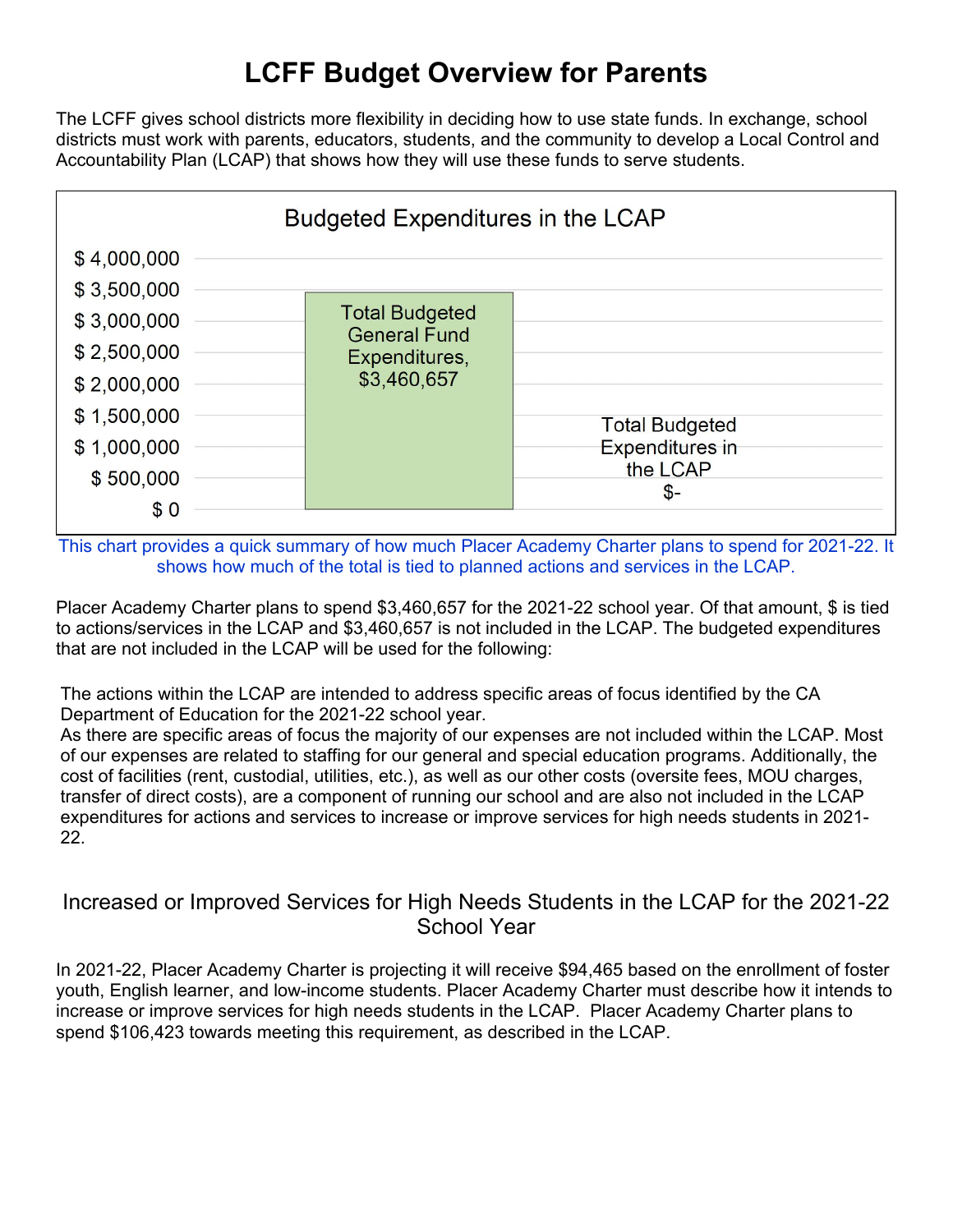# LCFF Budget Overview for Parents

The LCFF gives school districts more flexibility in deciding how to use state funds. In exchange, school districts must work with parents, educators, students, and the community to develop a Local Control and Accountability Plan (LCAP) that shows how they will use these funds to serve students.

**Budgeted Expenditures in the LCAP**

| Category | Amount |
|---|---|
| Total Budgeted General Fund Expenditures | $3,460,657 |
| Total Budgeted Expenditures in the LCAP | $- |

This chart provides a quick summary of how much Placer Academy Charter plans to spend for 2021-22. It shows how much of the total is tied to planned actions and services in the LCAP.

Placer Academy Charter plans to spend $3,460,657 for the 2021-22 school year. Of that amount, $ is tied to actions/services in the LCAP and $3,460,657 is not included in the LCAP. The budgeted expenditures that are not included in the LCAP will be used for the following:

The actions within the LCAP are intended to address specific areas of focus identified by the CA Department of Education for the 2021-22 school year.
As there are specific areas of focus the majority of our expenses are not included within the LCAP. Most of our expenses are related to staffing for our general and special education programs. Additionally, the cost of facilities (rent, custodial, utilities, etc.), as well as our other costs (oversite fees, MOU charges, transfer of direct costs), are a component of running our school and are also not included in the LCAP expenditures for actions and services to increase or improve services for high needs students in 2021-22.

## Increased or Improved Services for High Needs Students in the LCAP for the 2021-22 School Year

In 2021-22, Placer Academy Charter is projecting it will receive $94,465 based on the enrollment of foster youth, English learner, and low-income students. Placer Academy Charter must describe how it intends to increase or improve services for high needs students in the LCAP. Placer Academy Charter plans to spend $106,423 towards meeting this requirement, as described in the LCAP.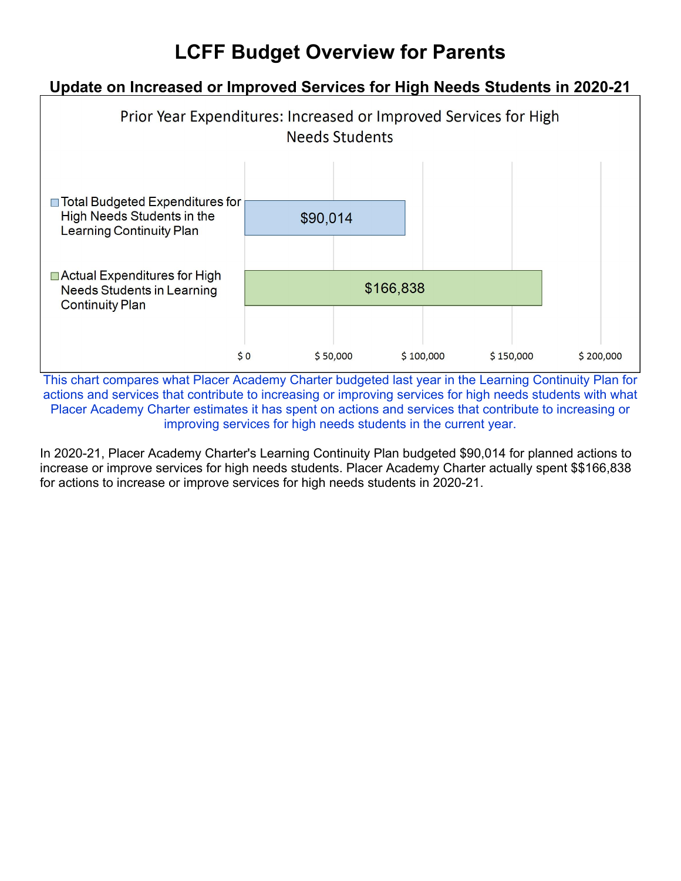# LCFF Budget Overview for Parents

## Update on Increased or Improved Services for High Needs Students in 2020-21

Prior Year Expenditures: Increased or Improved Services for High Needs Students

Total Budgeted Expenditures for High Needs Students in the Learning Continuity Plan

$90,014

Actual Expenditures for High Needs Students in Learning Continuity Plan

$166,838

$ 0
$ 50,000
$ 100,000
$ 150,000
$ 200,000

This chart compares what Placer Academy Charter budgeted last year in the Learning Continuity Plan for actions and services that contribute to increasing or improving services for high needs students with what Placer Academy Charter estimates it has spent on actions and services that contribute to increasing or improving services for high needs students in the current year.

In 2020-21, Placer Academy Charter's Learning Continuity Plan budgeted $90,014 for planned actions to increase or improve services for high needs students. Placer Academy Charter actually spent $$166,838 for actions to increase or improve services for high needs students in 2020-21.